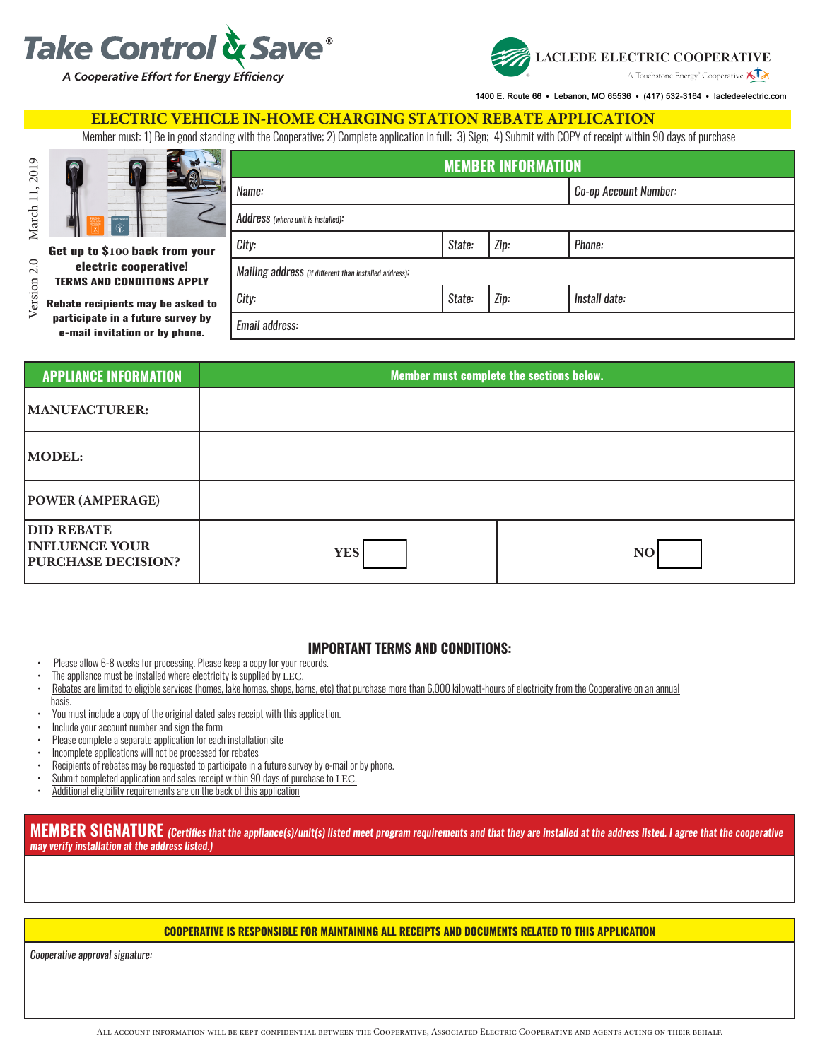**Take Control & Save**®

*A Cooperative Effort for Energy Efficiency*

**LACLEDE ELECTRIC COOPERATIVE**

A Touchstone Energy® Cooperative

1400 E. Route 66 • Lebanon, MO 65536 • (417) 532-3164 • lacledeelectric.com

# ELECTRIC VEHICLE IN-HOME CHARGING STATION REBATE APPLICATION

Member must: 1) Be in good standing with the Cooperative; 2) Complete application in full; 3) Sign; 4) Submit with COPY of receipt within 90 days of purchase

March 11, 2019

Version 2.0

**Get up to $100 back from your electric cooperative!**
**TERMS AND CONDITIONS APPLY**

**Rebate recipients may be asked to participate in a future survey by e-mail invitation or by phone.**

| MEMBER INFORMATION | | | |
|---|---|---|---|
| *Name:* | | | *Co-op Account Number:* |
| *Address (where unit is installed):* | | | |
| *City:* | *State:* | *Zip:* | *Phone:* |
| *Mailing address (if different than installed address):* | | | |
| *City:* | *State:* | *Zip:* | *Install date:* |
| *Email address:* | | | |

| APPLIANCE INFORMATION | Member must complete the sections below. | |
|---|---|---|
| **MANUFACTURER:** | | |
| **MODEL:** | | |
| **POWER (AMPERAGE)** | | |
| **DID REBATE INFLUENCE YOUR PURCHASE DECISION?** | **YES** ☐ | **NO** ☐ |

## IMPORTANT TERMS AND CONDITIONS:

- Please allow 6-8 weeks for processing. Please keep a copy for your records.
- The appliance must be installed where electricity is supplied by LEC.
- Rebates are limited to eligible services (homes, lake homes, shops, barns, etc) that purchase more than 6,000 kilowatt-hours of electricity from the Cooperative on an annual basis.
- You must include a copy of the original dated sales receipt with this application.
- Include your account number and sign the form
- Please complete a separate application for each installation site
- Incomplete applications will not be processed for rebates
- Recipients of rebates may be requested to participate in a future survey by e-mail or by phone.
- Submit completed application and sales receipt within 90 days of purchase to LEC.
- Additional eligibility requirements are on the back of this application

**MEMBER SIGNATURE** ***(Certifies that the appliance(s)/unit(s) listed meet program requirements and that they are installed at the address listed. I agree that the cooperative may verify installation at the address listed.)***

**COOPERATIVE IS RESPONSIBLE FOR MAINTAINING ALL RECEIPTS AND DOCUMENTS RELATED TO THIS APPLICATION**

*Cooperative approval signature:*

All account information will be kept confidential between the Cooperative, Associated Electric Cooperative and agents acting on their behalf.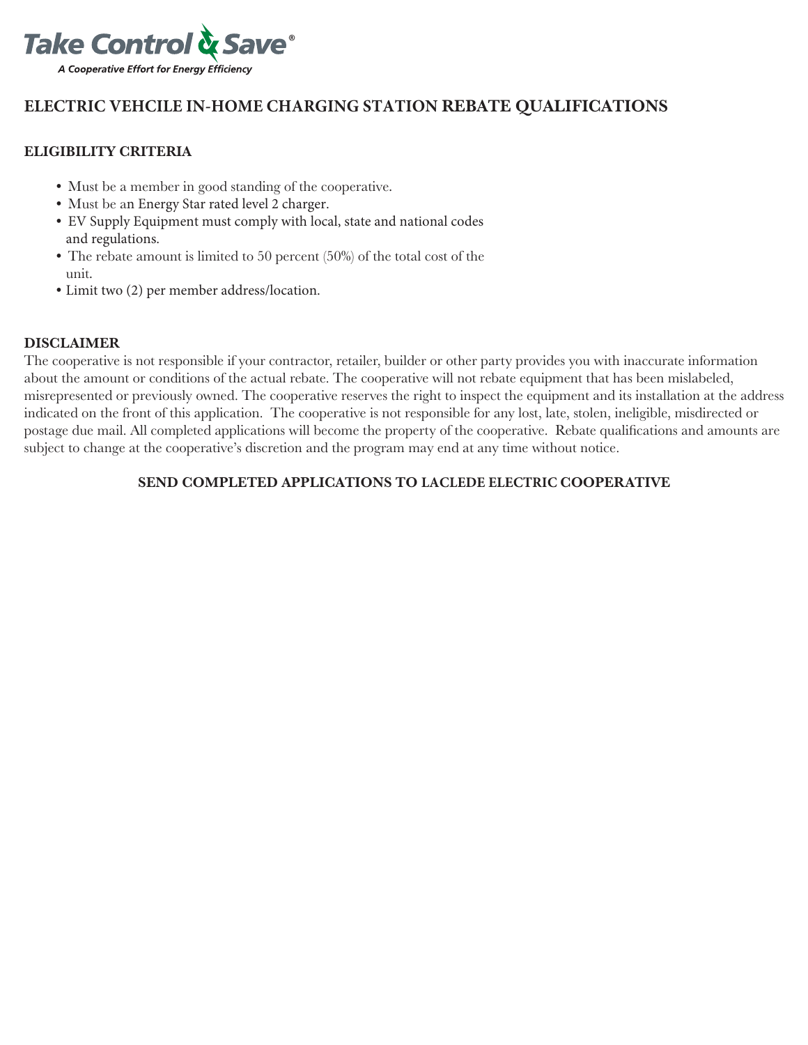**Take Control & Save®**

*A Cooperative Effort for Energy Efficiency*

# ELECTRIC VEHCILE IN-HOME CHARGING STATION REBATE QUALIFICATIONS

## ELIGIBILITY CRITERIA

- Must be a member in good standing of the cooperative.
- Must be an Energy Star rated level 2 charger.
- EV Supply Equipment must comply with local, state and national codes and regulations.
- The rebate amount is limited to 50 percent (50%) of the total cost of the unit.
- Limit two (2) per member address/location.

## DISCLAIMER

The cooperative is not responsible if your contractor, retailer, builder or other party provides you with inaccurate information about the amount or conditions of the actual rebate. The cooperative will not rebate equipment that has been mislabeled, misrepresented or previously owned. The cooperative reserves the right to inspect the equipment and its installation at the address indicated on the front of this application. The cooperative is not responsible for any lost, late, stolen, ineligible, misdirected or postage due mail. All completed applications will become the property of the cooperative. Rebate qualifications and amounts are subject to change at the cooperative's discretion and the program may end at any time without notice.

**SEND COMPLETED APPLICATIONS TO LACLEDE ELECTRIC COOPERATIVE**